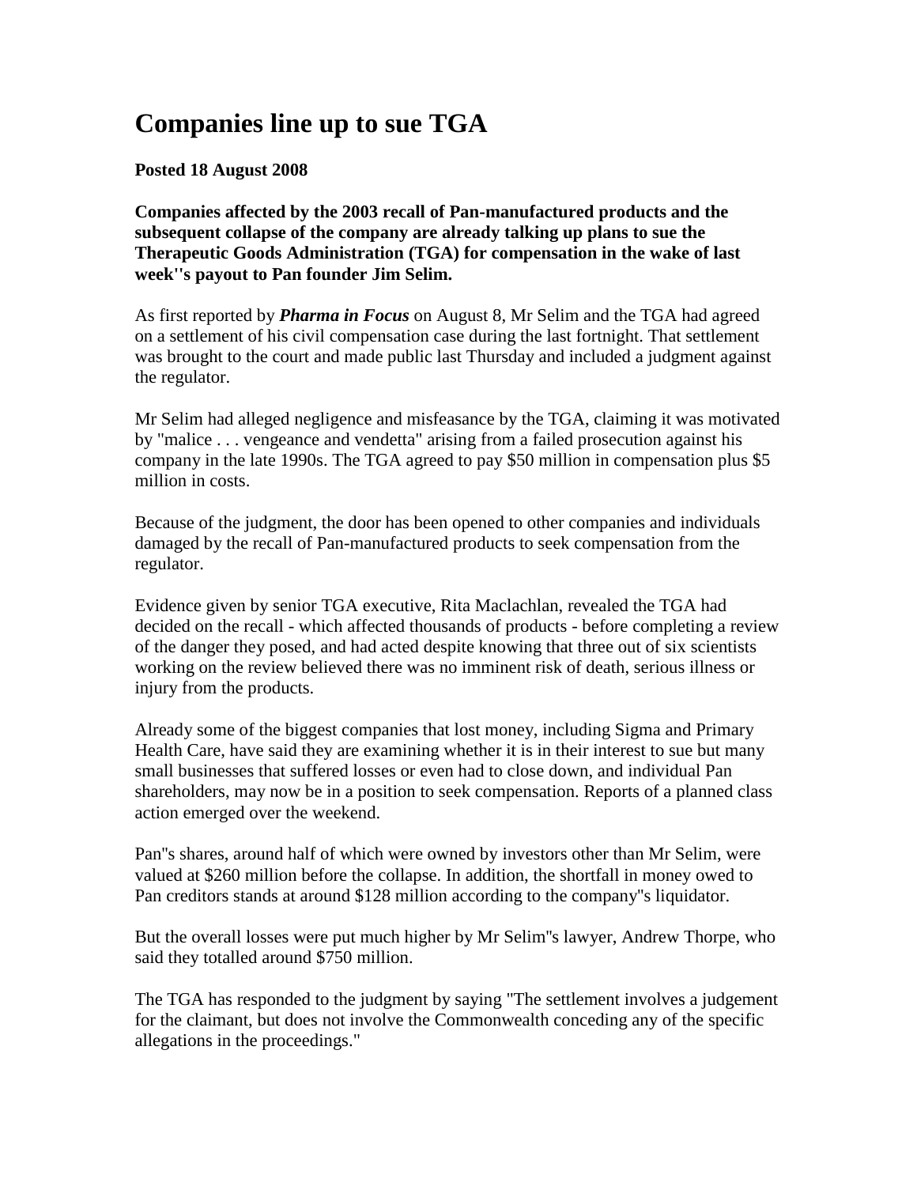# Companies line up to sue TGA

**Posted 18 August 2008**

**Companies affected by the 2003 recall of Pan-manufactured products and the subsequent collapse of the company are already talking up plans to sue the Therapeutic Goods Administration (TGA) for compensation in the wake of last week''s payout to Pan founder Jim Selim.**

As first reported by ***Pharma in Focus*** on August 8, Mr Selim and the TGA had agreed on a settlement of his civil compensation case during the last fortnight. That settlement was brought to the court and made public last Thursday and included a judgment against the regulator.

Mr Selim had alleged negligence and misfeasance by the TGA, claiming it was motivated by "malice . . . vengeance and vendetta" arising from a failed prosecution against his company in the late 1990s. The TGA agreed to pay $50 million in compensation plus $5 million in costs.

Because of the judgment, the door has been opened to other companies and individuals damaged by the recall of Pan-manufactured products to seek compensation from the regulator.

Evidence given by senior TGA executive, Rita Maclachlan, revealed the TGA had decided on the recall - which affected thousands of products - before completing a review of the danger they posed, and had acted despite knowing that three out of six scientists working on the review believed there was no imminent risk of death, serious illness or injury from the products.

Already some of the biggest companies that lost money, including Sigma and Primary Health Care, have said they are examining whether it is in their interest to sue but many small businesses that suffered losses or even had to close down, and individual Pan shareholders, may now be in a position to seek compensation. Reports of a planned class action emerged over the weekend.

Pan''s shares, around half of which were owned by investors other than Mr Selim, were valued at $260 million before the collapse. In addition, the shortfall in money owed to Pan creditors stands at around $128 million according to the company''s liquidator.

But the overall losses were put much higher by Mr Selim''s lawyer, Andrew Thorpe, who said they totalled around $750 million.

The TGA has responded to the judgment by saying "The settlement involves a judgement for the claimant, but does not involve the Commonwealth conceding any of the specific allegations in the proceedings."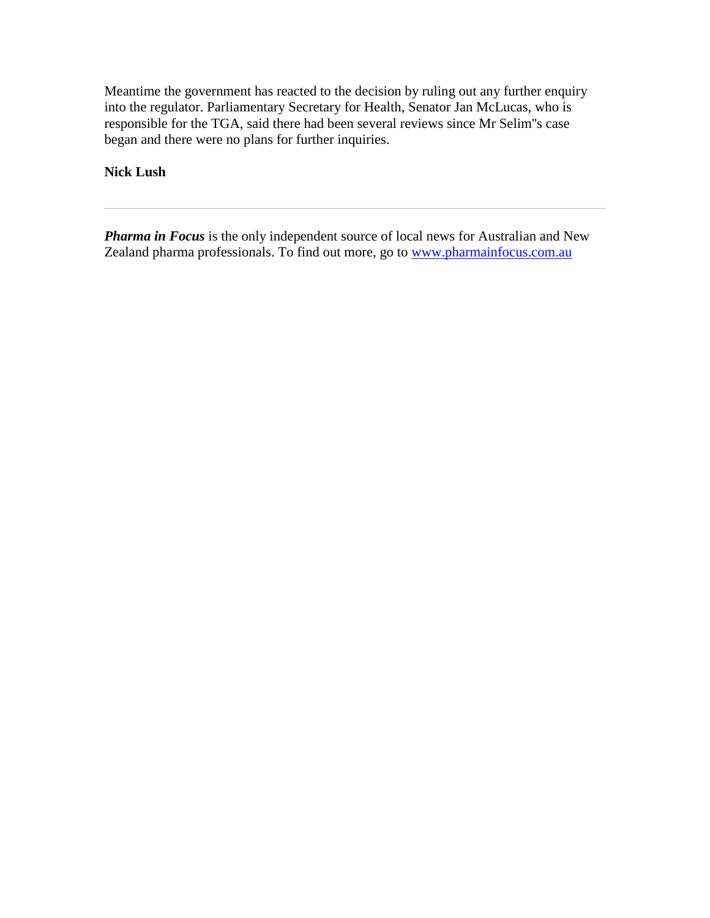Meantime the government has reacted to the decision by ruling out any further enquiry into the regulator. Parliamentary Secretary for Health, Senator Jan McLucas, who is responsible for the TGA, said there had been several reviews since Mr Selim''s case began and there were no plans for further inquiries.

**Nick Lush**

---

***Pharma in Focus*** is the only independent source of local news for Australian and New Zealand pharma professionals. To find out more, go to [www.pharmainfocus.com.au](http://www.pharmainfocus.com.au)